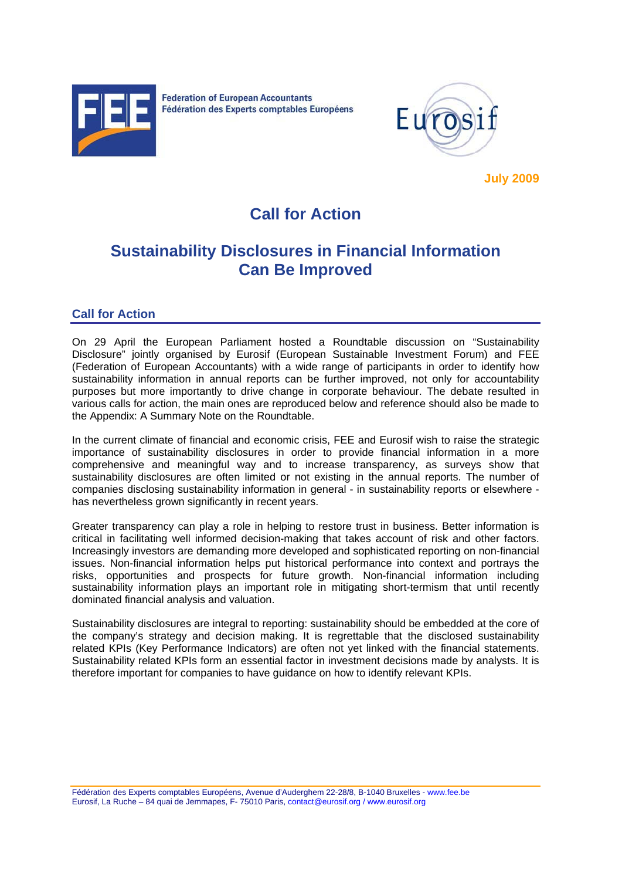Federation of European Accountants
Fédération des Experts comptables Européens

July 2009

# Call for Action

# Sustainability Disclosures in Financial Information Can Be Improved

## Call for Action

On 29 April the European Parliament hosted a Roundtable discussion on "Sustainability Disclosure" jointly organised by Eurosif (European Sustainable Investment Forum) and FEE (Federation of European Accountants) with a wide range of participants in order to identify how sustainability information in annual reports can be further improved, not only for accountability purposes but more importantly to drive change in corporate behaviour. The debate resulted in various calls for action, the main ones are reproduced below and reference should also be made to the Appendix: A Summary Note on the Roundtable.

In the current climate of financial and economic crisis, FEE and Eurosif wish to raise the strategic importance of sustainability disclosures in order to provide financial information in a more comprehensive and meaningful way and to increase transparency, as surveys show that sustainability disclosures are often limited or not existing in the annual reports. The number of companies disclosing sustainability information in general - in sustainability reports or elsewhere - has nevertheless grown significantly in recent years.

Greater transparency can play a role in helping to restore trust in business. Better information is critical in facilitating well informed decision-making that takes account of risk and other factors. Increasingly investors are demanding more developed and sophisticated reporting on non-financial issues. Non-financial information helps put historical performance into context and portrays the risks, opportunities and prospects for future growth. Non-financial information including sustainability information plays an important role in mitigating short-termism that until recently dominated financial analysis and valuation.

Sustainability disclosures are integral to reporting: sustainability should be embedded at the core of the company's strategy and decision making. It is regrettable that the disclosed sustainability related KPIs (Key Performance Indicators) are often not yet linked with the financial statements. Sustainability related KPIs form an essential factor in investment decisions made by analysts. It is therefore important for companies to have guidance on how to identify relevant KPIs.

Fédération des Experts comptables Européens, Avenue d'Auderghem 22-28/8, B-1040 Bruxelles - www.fee.be
Eurosif, La Ruche – 84 quai de Jemmapes, F- 75010 Paris, contact@eurosif.org / www.eurosif.org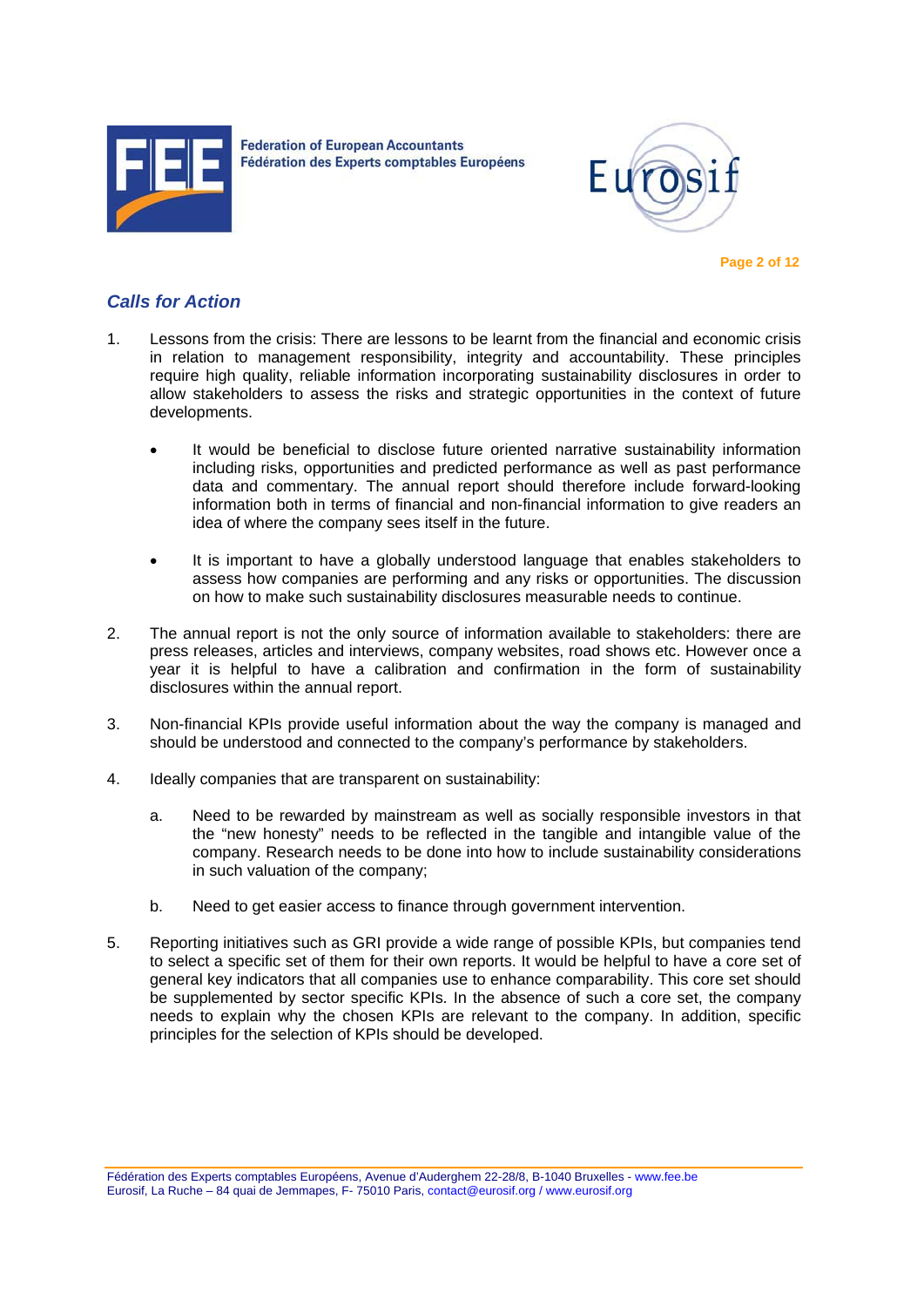## *Calls for Action*

1. Lessons from the crisis: There are lessons to be learnt from the financial and economic crisis in relation to management responsibility, integrity and accountability. These principles require high quality, reliable information incorporating sustainability disclosures in order to allow stakeholders to assess the risks and strategic opportunities in the context of future developments.

   - It would be beneficial to disclose future oriented narrative sustainability information including risks, opportunities and predicted performance as well as past performance data and commentary. The annual report should therefore include forward-looking information both in terms of financial and non-financial information to give readers an idea of where the company sees itself in the future.

   - It is important to have a globally understood language that enables stakeholders to assess how companies are performing and any risks or opportunities. The discussion on how to make such sustainability disclosures measurable needs to continue.

2. The annual report is not the only source of information available to stakeholders: there are press releases, articles and interviews, company websites, road shows etc. However once a year it is helpful to have a calibration and confirmation in the form of sustainability disclosures within the annual report.

3. Non-financial KPIs provide useful information about the way the company is managed and should be understood and connected to the company's performance by stakeholders.

4. Ideally companies that are transparent on sustainability:

   a. Need to be rewarded by mainstream as well as socially responsible investors in that the "new honesty" needs to be reflected in the tangible and intangible value of the company. Research needs to be done into how to include sustainability considerations in such valuation of the company;

   b. Need to get easier access to finance through government intervention.

5. Reporting initiatives such as GRI provide a wide range of possible KPIs, but companies tend to select a specific set of them for their own reports. It would be helpful to have a core set of general key indicators that all companies use to enhance comparability. This core set should be supplemented by sector specific KPIs. In the absence of such a core set, the company needs to explain why the chosen KPIs are relevant to the company. In addition, specific principles for the selection of KPIs should be developed.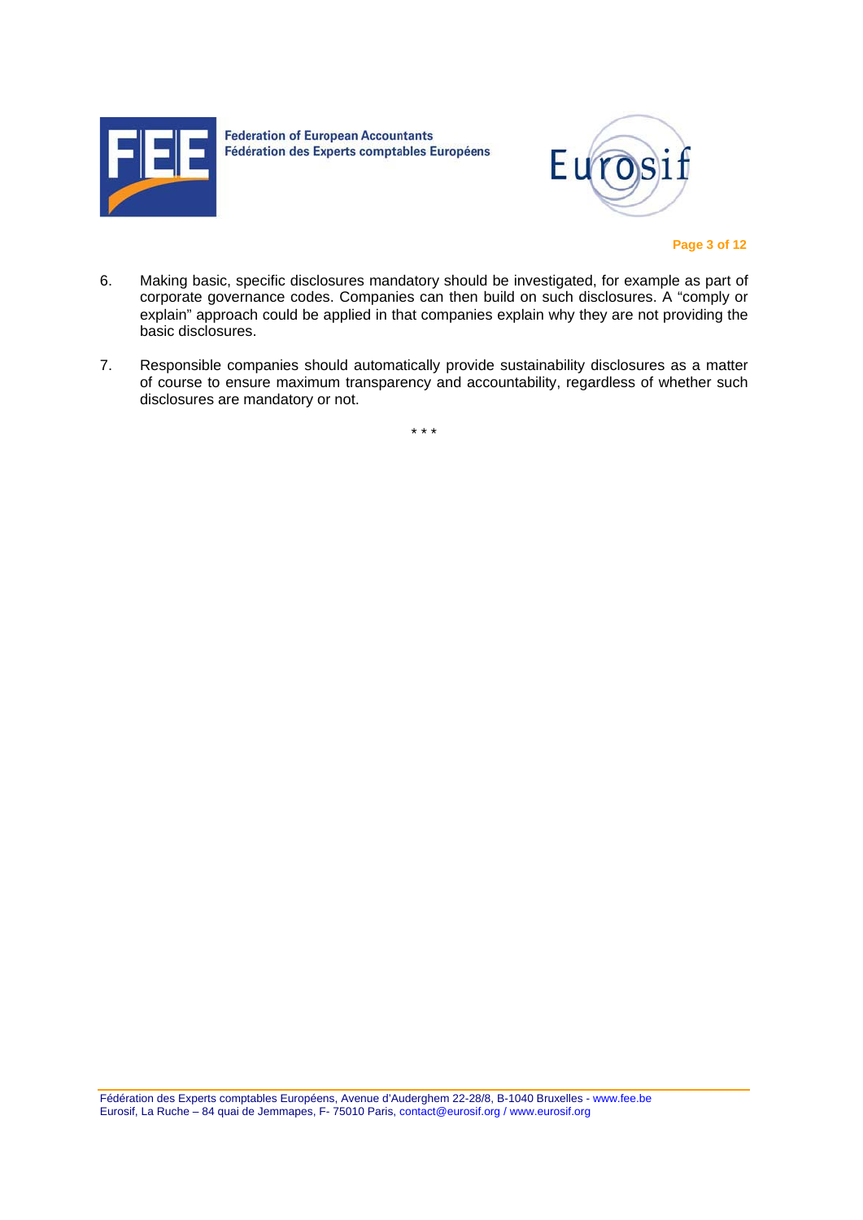6. Making basic, specific disclosures mandatory should be investigated, for example as part of corporate governance codes. Companies can then build on such disclosures. A "comply or explain" approach could be applied in that companies explain why they are not providing the basic disclosures.

7. Responsible companies should automatically provide sustainability disclosures as a matter of course to ensure maximum transparency and accountability, regardless of whether such disclosures are mandatory or not.

* * *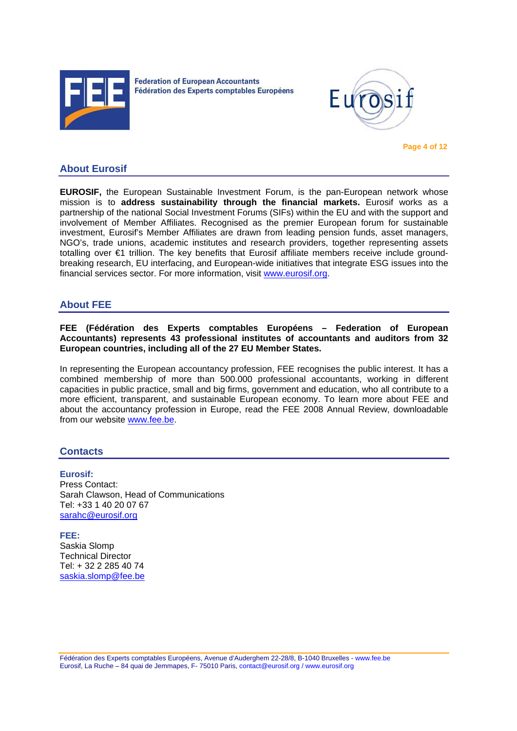## About Eurosif

**EUROSIF,** the European Sustainable Investment Forum, is the pan-European network whose mission is to **address sustainability through the financial markets.** Eurosif works as a partnership of the national Social Investment Forums (SIFs) within the EU and with the support and involvement of Member Affiliates. Recognised as the premier European forum for sustainable investment, Eurosif's Member Affiliates are drawn from leading pension funds, asset managers, NGO's, trade unions, academic institutes and research providers, together representing assets totalling over €1 trillion. The key benefits that Eurosif affiliate members receive include ground-breaking research, EU interfacing, and European-wide initiatives that integrate ESG issues into the financial services sector. For more information, visit www.eurosif.org.

## About FEE

**FEE (Fédération des Experts comptables Européens – Federation of European Accountants) represents 43 professional institutes of accountants and auditors from 32 European countries, including all of the 27 EU Member States.**

In representing the European accountancy profession, FEE recognises the public interest. It has a combined membership of more than 500.000 professional accountants, working in different capacities in public practice, small and big firms, government and education, who all contribute to a more efficient, transparent, and sustainable European economy. To learn more about FEE and about the accountancy profession in Europe, read the FEE 2008 Annual Review, downloadable from our website www.fee.be.

## Contacts

**Eurosif:**
Press Contact:
Sarah Clawson, Head of Communications
Tel: +33 1 40 20 07 67
sarahc@eurosif.org

**FEE:**
Saskia Slomp
Technical Director
Tel: + 32 2 285 40 74
saskia.slomp@fee.be

Fédération des Experts comptables Européens, Avenue d'Auderghem 22-28/8, B-1040 Bruxelles - www.fee.be
Eurosif, La Ruche – 84 quai de Jemmapes, F- 75010 Paris, contact@eurosif.org / www.eurosif.org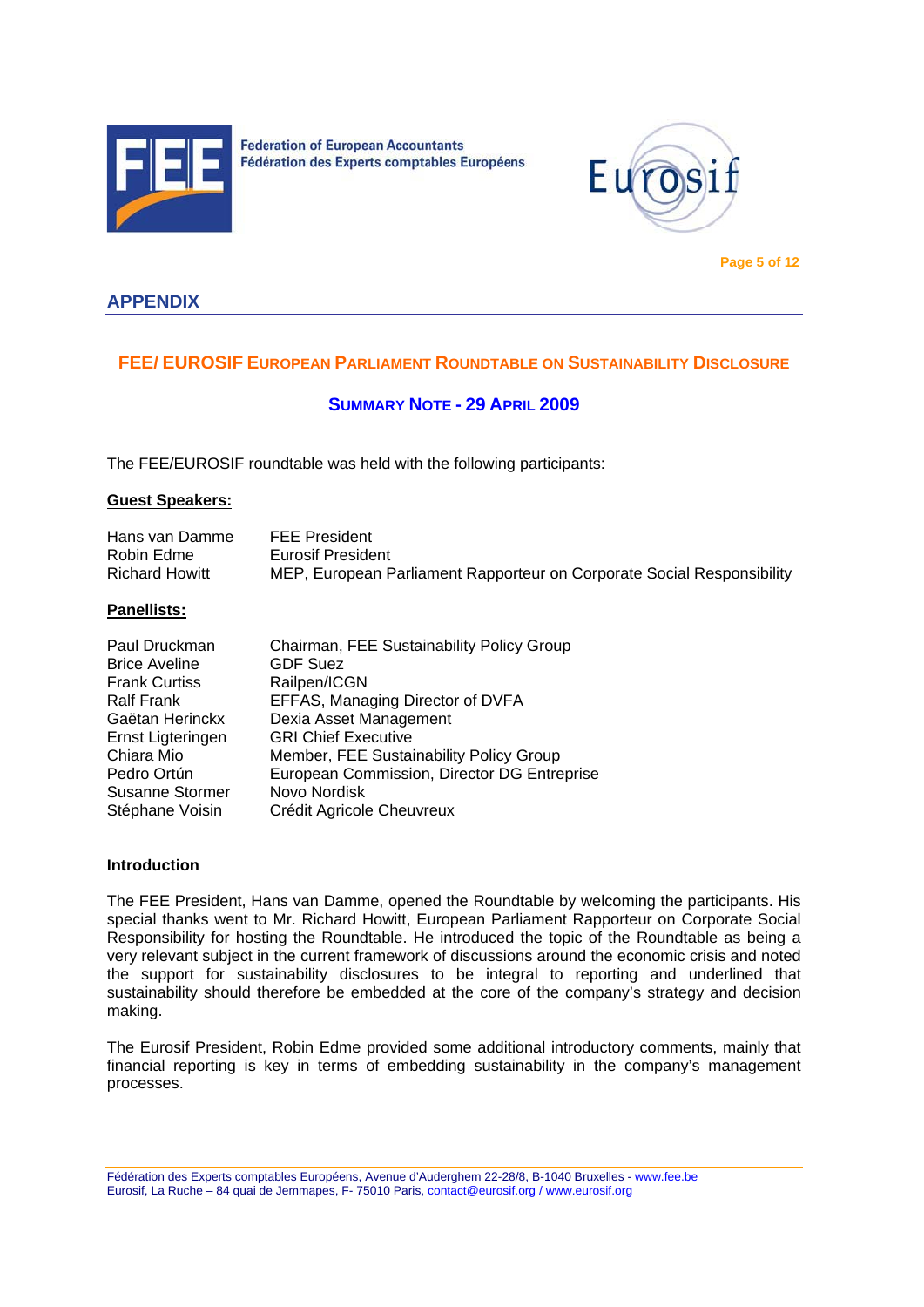## APPENDIX

### FEE/ EUROSIF EUROPEAN PARLIAMENT ROUNDTABLE ON SUSTAINABILITY DISCLOSURE

#### SUMMARY NOTE - 29 APRIL 2009

The FEE/EUROSIF roundtable was held with the following participants:

**Guest Speakers:**

| | |
|---|---|
| Hans van Damme | FEE President |
| Robin Edme | Eurosif President |
| Richard Howitt | MEP, European Parliament Rapporteur on Corporate Social Responsibility |

**Panellists:**

| | |
|---|---|
| Paul Druckman | Chairman, FEE Sustainability Policy Group |
| Brice Aveline | GDF Suez |
| Frank Curtiss | Railpen/ICGN |
| Ralf Frank | EFFAS, Managing Director of DVFA |
| Gaëtan Herinckx | Dexia Asset Management |
| Ernst Ligteringen | GRI Chief Executive |
| Chiara Mio | Member, FEE Sustainability Policy Group |
| Pedro Ortún | European Commission, Director DG Entreprise |
| Susanne Stormer | Novo Nordisk |
| Stéphane Voisin | Crédit Agricole Cheuvreux |

**Introduction**

The FEE President, Hans van Damme, opened the Roundtable by welcoming the participants. His special thanks went to Mr. Richard Howitt, European Parliament Rapporteur on Corporate Social Responsibility for hosting the Roundtable. He introduced the topic of the Roundtable as being a very relevant subject in the current framework of discussions around the economic crisis and noted the support for sustainability disclosures to be integral to reporting and underlined that sustainability should therefore be embedded at the core of the company's strategy and decision making.

The Eurosif President, Robin Edme provided some additional introductory comments, mainly that financial reporting is key in terms of embedding sustainability in the company's management processes.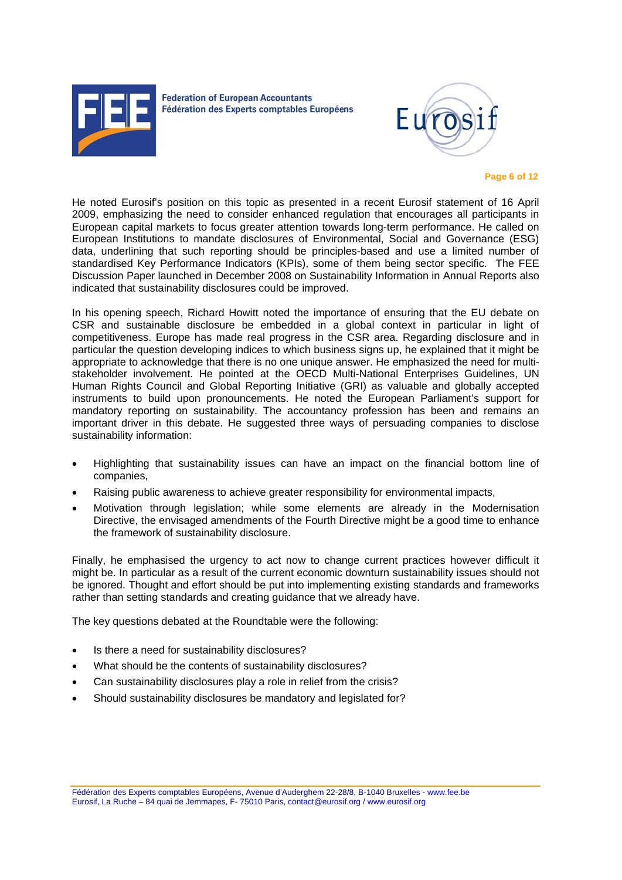He noted Eurosif's position on this topic as presented in a recent Eurosif statement of 16 April 2009, emphasizing the need to consider enhanced regulation that encourages all participants in European capital markets to focus greater attention towards long-term performance. He called on European Institutions to mandate disclosures of Environmental, Social and Governance (ESG) data, underlining that such reporting should be principles-based and use a limited number of standardised Key Performance Indicators (KPIs), some of them being sector specific. The FEE Discussion Paper launched in December 2008 on Sustainability Information in Annual Reports also indicated that sustainability disclosures could be improved.

In his opening speech, Richard Howitt noted the importance of ensuring that the EU debate on CSR and sustainable disclosure be embedded in a global context in particular in light of competitiveness. Europe has made real progress in the CSR area. Regarding disclosure and in particular the question developing indices to which business signs up, he explained that it might be appropriate to acknowledge that there is no one unique answer. He emphasized the need for multi-stakeholder involvement. He pointed at the OECD Multi-National Enterprises Guidelines, UN Human Rights Council and Global Reporting Initiative (GRI) as valuable and globally accepted instruments to build upon pronouncements. He noted the European Parliament's support for mandatory reporting on sustainability. The accountancy profession has been and remains an important driver in this debate. He suggested three ways of persuading companies to disclose sustainability information:

- Highlighting that sustainability issues can have an impact on the financial bottom line of companies,
- Raising public awareness to achieve greater responsibility for environmental impacts,
- Motivation through legislation; while some elements are already in the Modernisation Directive, the envisaged amendments of the Fourth Directive might be a good time to enhance the framework of sustainability disclosure.

Finally, he emphasised the urgency to act now to change current practices however difficult it might be. In particular as a result of the current economic downturn sustainability issues should not be ignored. Thought and effort should be put into implementing existing standards and frameworks rather than setting standards and creating guidance that we already have.

The key questions debated at the Roundtable were the following:

- Is there a need for sustainability disclosures?
- What should be the contents of sustainability disclosures?
- Can sustainability disclosures play a role in relief from the crisis?
- Should sustainability disclosures be mandatory and legislated for?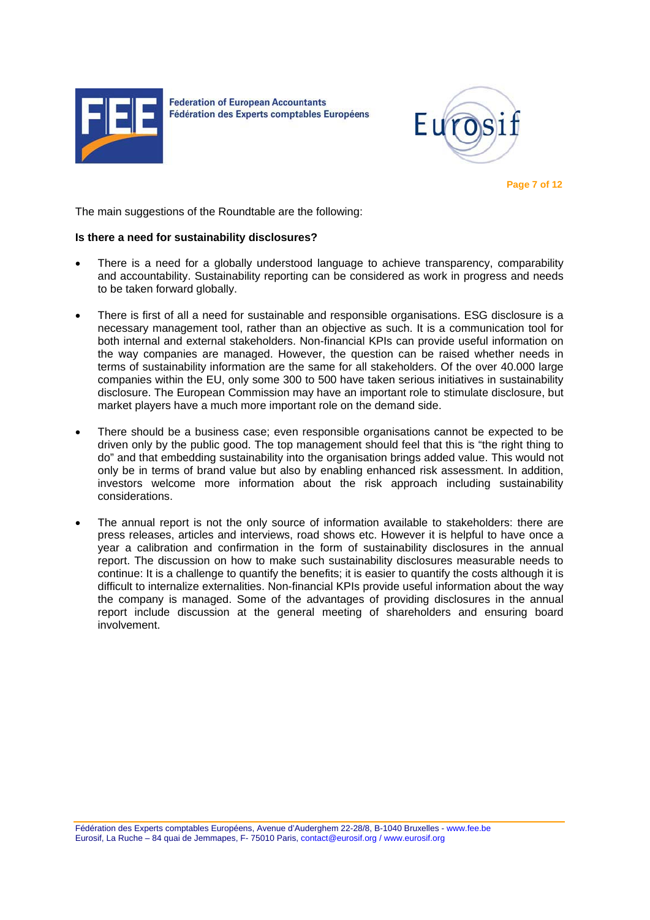The main suggestions of the Roundtable are the following:

**Is there a need for sustainability disclosures?**

- There is a need for a globally understood language to achieve transparency, comparability and accountability. Sustainability reporting can be considered as work in progress and needs to be taken forward globally.

- There is first of all a need for sustainable and responsible organisations. ESG disclosure is a necessary management tool, rather than an objective as such. It is a communication tool for both internal and external stakeholders. Non-financial KPIs can provide useful information on the way companies are managed. However, the question can be raised whether needs in terms of sustainability information are the same for all stakeholders. Of the over 40.000 large companies within the EU, only some 300 to 500 have taken serious initiatives in sustainability disclosure. The European Commission may have an important role to stimulate disclosure, but market players have a much more important role on the demand side.

- There should be a business case; even responsible organisations cannot be expected to be driven only by the public good. The top management should feel that this is "the right thing to do" and that embedding sustainability into the organisation brings added value. This would not only be in terms of brand value but also by enabling enhanced risk assessment. In addition, investors welcome more information about the risk approach including sustainability considerations.

- The annual report is not the only source of information available to stakeholders: there are press releases, articles and interviews, road shows etc. However it is helpful to have once a year a calibration and confirmation in the form of sustainability disclosures in the annual report. The discussion on how to make such sustainability disclosures measurable needs to continue: It is a challenge to quantify the benefits; it is easier to quantify the costs although it is difficult to internalize externalities. Non-financial KPIs provide useful information about the way the company is managed. Some of the advantages of providing disclosures in the annual report include discussion at the general meeting of shareholders and ensuring board involvement.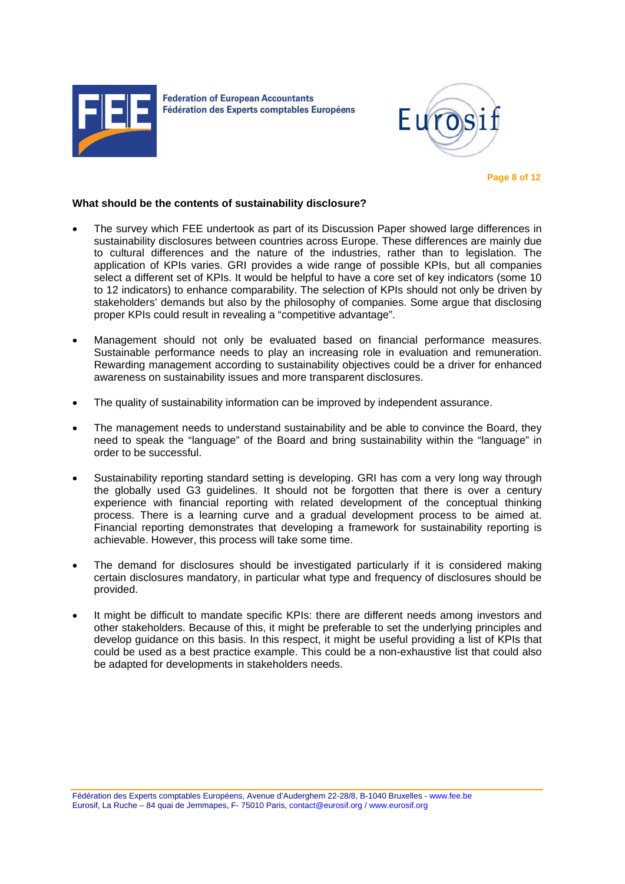**What should be the contents of sustainability disclosure?**

- The survey which FEE undertook as part of its Discussion Paper showed large differences in sustainability disclosures between countries across Europe. These differences are mainly due to cultural differences and the nature of the industries, rather than to legislation. The application of KPIs varies. GRI provides a wide range of possible KPIs, but all companies select a different set of KPIs. It would be helpful to have a core set of key indicators (some 10 to 12 indicators) to enhance comparability. The selection of KPIs should not only be driven by stakeholders' demands but also by the philosophy of companies. Some argue that disclosing proper KPIs could result in revealing a "competitive advantage".

- Management should not only be evaluated based on financial performance measures. Sustainable performance needs to play an increasing role in evaluation and remuneration. Rewarding management according to sustainability objectives could be a driver for enhanced awareness on sustainability issues and more transparent disclosures.

- The quality of sustainability information can be improved by independent assurance.

- The management needs to understand sustainability and be able to convince the Board, they need to speak the "language" of the Board and bring sustainability within the "language" in order to be successful.

- Sustainability reporting standard setting is developing. GRI has com a very long way through the globally used G3 guidelines. It should not be forgotten that there is over a century experience with financial reporting with related development of the conceptual thinking process. There is a learning curve and a gradual development process to be aimed at. Financial reporting demonstrates that developing a framework for sustainability reporting is achievable. However, this process will take some time.

- The demand for disclosures should be investigated particularly if it is considered making certain disclosures mandatory, in particular what type and frequency of disclosures should be provided.

- It might be difficult to mandate specific KPIs: there are different needs among investors and other stakeholders. Because of this, it might be preferable to set the underlying principles and develop guidance on this basis. In this respect, it might be useful providing a list of KPIs that could be used as a best practice example. This could be a non-exhaustive list that could also be adapted for developments in stakeholders needs.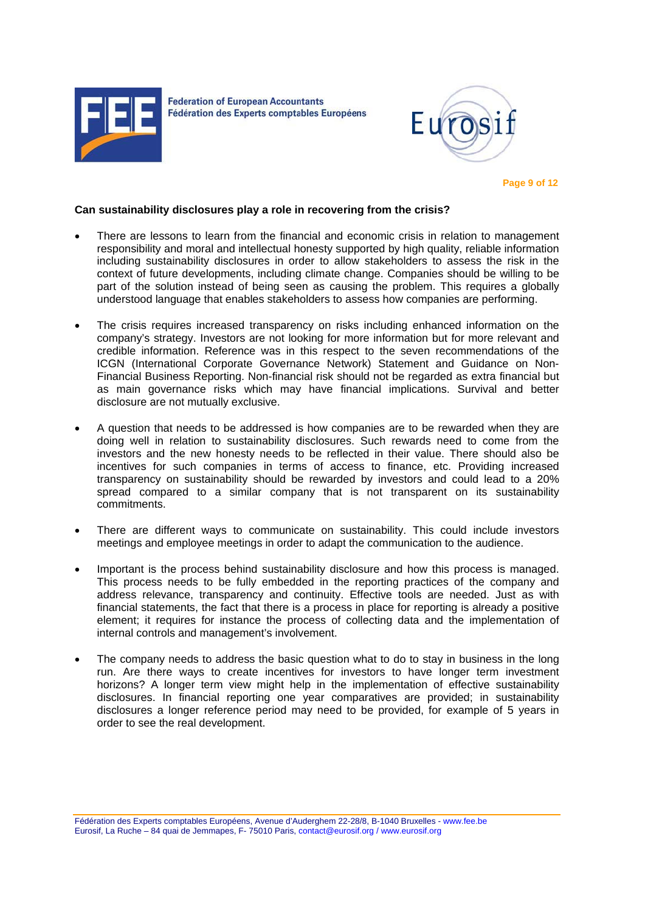**Can sustainability disclosures play a role in recovering from the crisis?**

- There are lessons to learn from the financial and economic crisis in relation to management responsibility and moral and intellectual honesty supported by high quality, reliable information including sustainability disclosures in order to allow stakeholders to assess the risk in the context of future developments, including climate change. Companies should be willing to be part of the solution instead of being seen as causing the problem. This requires a globally understood language that enables stakeholders to assess how companies are performing.

- The crisis requires increased transparency on risks including enhanced information on the company's strategy. Investors are not looking for more information but for more relevant and credible information. Reference was in this respect to the seven recommendations of the ICGN (International Corporate Governance Network) Statement and Guidance on Non-Financial Business Reporting. Non-financial risk should not be regarded as extra financial but as main governance risks which may have financial implications. Survival and better disclosure are not mutually exclusive.

- A question that needs to be addressed is how companies are to be rewarded when they are doing well in relation to sustainability disclosures. Such rewards need to come from the investors and the new honesty needs to be reflected in their value. There should also be incentives for such companies in terms of access to finance, etc. Providing increased transparency on sustainability should be rewarded by investors and could lead to a 20% spread compared to a similar company that is not transparent on its sustainability commitments.

- There are different ways to communicate on sustainability. This could include investors meetings and employee meetings in order to adapt the communication to the audience.

- Important is the process behind sustainability disclosure and how this process is managed. This process needs to be fully embedded in the reporting practices of the company and address relevance, transparency and continuity. Effective tools are needed. Just as with financial statements, the fact that there is a process in place for reporting is already a positive element; it requires for instance the process of collecting data and the implementation of internal controls and management's involvement.

- The company needs to address the basic question what to do to stay in business in the long run. Are there ways to create incentives for investors to have longer term investment horizons? A longer term view might help in the implementation of effective sustainability disclosures. In financial reporting one year comparatives are provided; in sustainability disclosures a longer reference period may need to be provided, for example of 5 years in order to see the real development.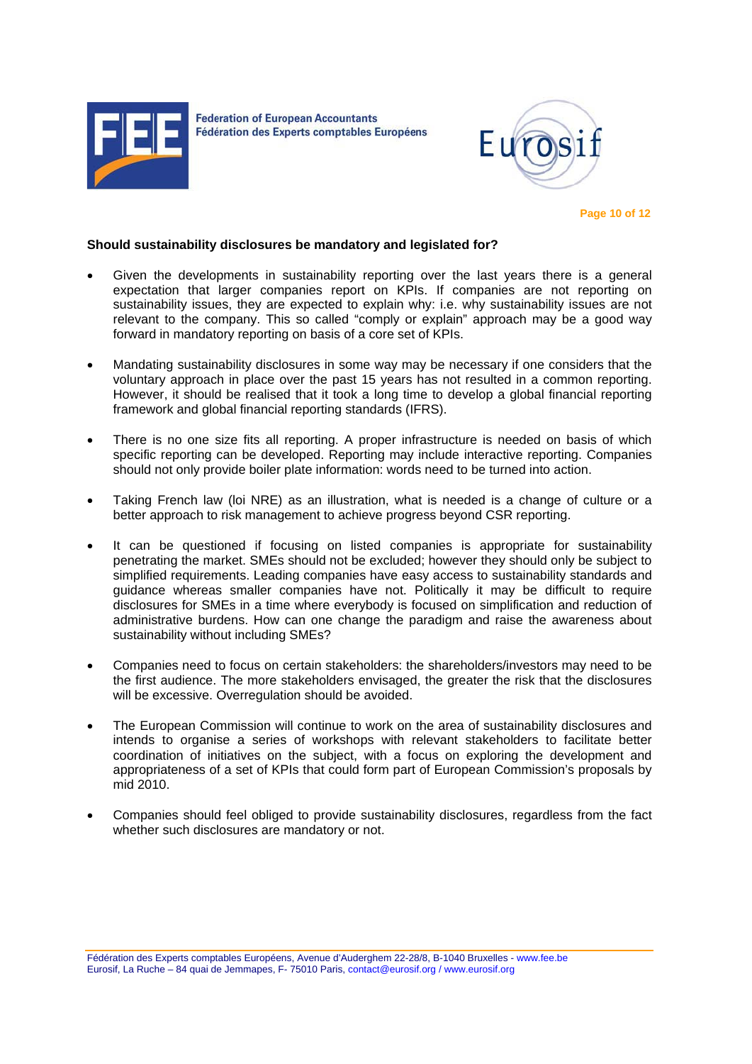**Should sustainability disclosures be mandatory and legislated for?**

- Given the developments in sustainability reporting over the last years there is a general expectation that larger companies report on KPIs. If companies are not reporting on sustainability issues, they are expected to explain why: i.e. why sustainability issues are not relevant to the company. This so called "comply or explain" approach may be a good way forward in mandatory reporting on basis of a core set of KPIs.

- Mandating sustainability disclosures in some way may be necessary if one considers that the voluntary approach in place over the past 15 years has not resulted in a common reporting. However, it should be realised that it took a long time to develop a global financial reporting framework and global financial reporting standards (IFRS).

- There is no one size fits all reporting. A proper infrastructure is needed on basis of which specific reporting can be developed. Reporting may include interactive reporting. Companies should not only provide boiler plate information: words need to be turned into action.

- Taking French law (loi NRE) as an illustration, what is needed is a change of culture or a better approach to risk management to achieve progress beyond CSR reporting.

- It can be questioned if focusing on listed companies is appropriate for sustainability penetrating the market. SMEs should not be excluded; however they should only be subject to simplified requirements. Leading companies have easy access to sustainability standards and guidance whereas smaller companies have not. Politically it may be difficult to require disclosures for SMEs in a time where everybody is focused on simplification and reduction of administrative burdens. How can one change the paradigm and raise the awareness about sustainability without including SMEs?

- Companies need to focus on certain stakeholders: the shareholders/investors may need to be the first audience. The more stakeholders envisaged, the greater the risk that the disclosures will be excessive. Overregulation should be avoided.

- The European Commission will continue to work on the area of sustainability disclosures and intends to organise a series of workshops with relevant stakeholders to facilitate better coordination of initiatives on the subject, with a focus on exploring the development and appropriateness of a set of KPIs that could form part of European Commission's proposals by mid 2010.

- Companies should feel obliged to provide sustainability disclosures, regardless from the fact whether such disclosures are mandatory or not.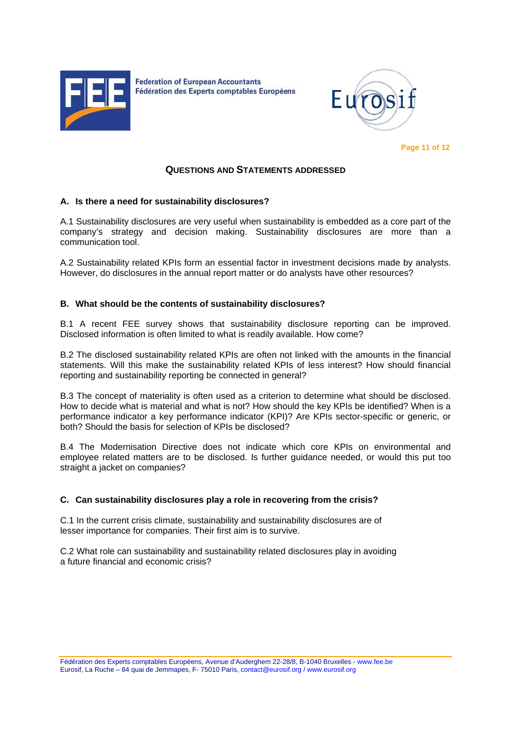## QUESTIONS AND STATEMENTS ADDRESSED

### A. Is there a need for sustainability disclosures?

A.1 Sustainability disclosures are very useful when sustainability is embedded as a core part of the company's strategy and decision making. Sustainability disclosures are more than a communication tool.

A.2 Sustainability related KPIs form an essential factor in investment decisions made by analysts. However, do disclosures in the annual report matter or do analysts have other resources?

### B. What should be the contents of sustainability disclosures?

B.1 A recent FEE survey shows that sustainability disclosure reporting can be improved. Disclosed information is often limited to what is readily available. How come?

B.2 The disclosed sustainability related KPIs are often not linked with the amounts in the financial statements. Will this make the sustainability related KPIs of less interest? How should financial reporting and sustainability reporting be connected in general?

B.3 The concept of materiality is often used as a criterion to determine what should be disclosed. How to decide what is material and what is not? How should the key KPIs be identified? When is a performance indicator a key performance indicator (KPI)? Are KPIs sector-specific or generic, or both? Should the basis for selection of KPIs be disclosed?

B.4 The Modernisation Directive does not indicate which core KPIs on environmental and employee related matters are to be disclosed. Is further guidance needed, or would this put too straight a jacket on companies?

### C. Can sustainability disclosures play a role in recovering from the crisis?

C.1 In the current crisis climate, sustainability and sustainability disclosures are of lesser importance for companies. Their first aim is to survive.

C.2 What role can sustainability and sustainability related disclosures play in avoiding a future financial and economic crisis?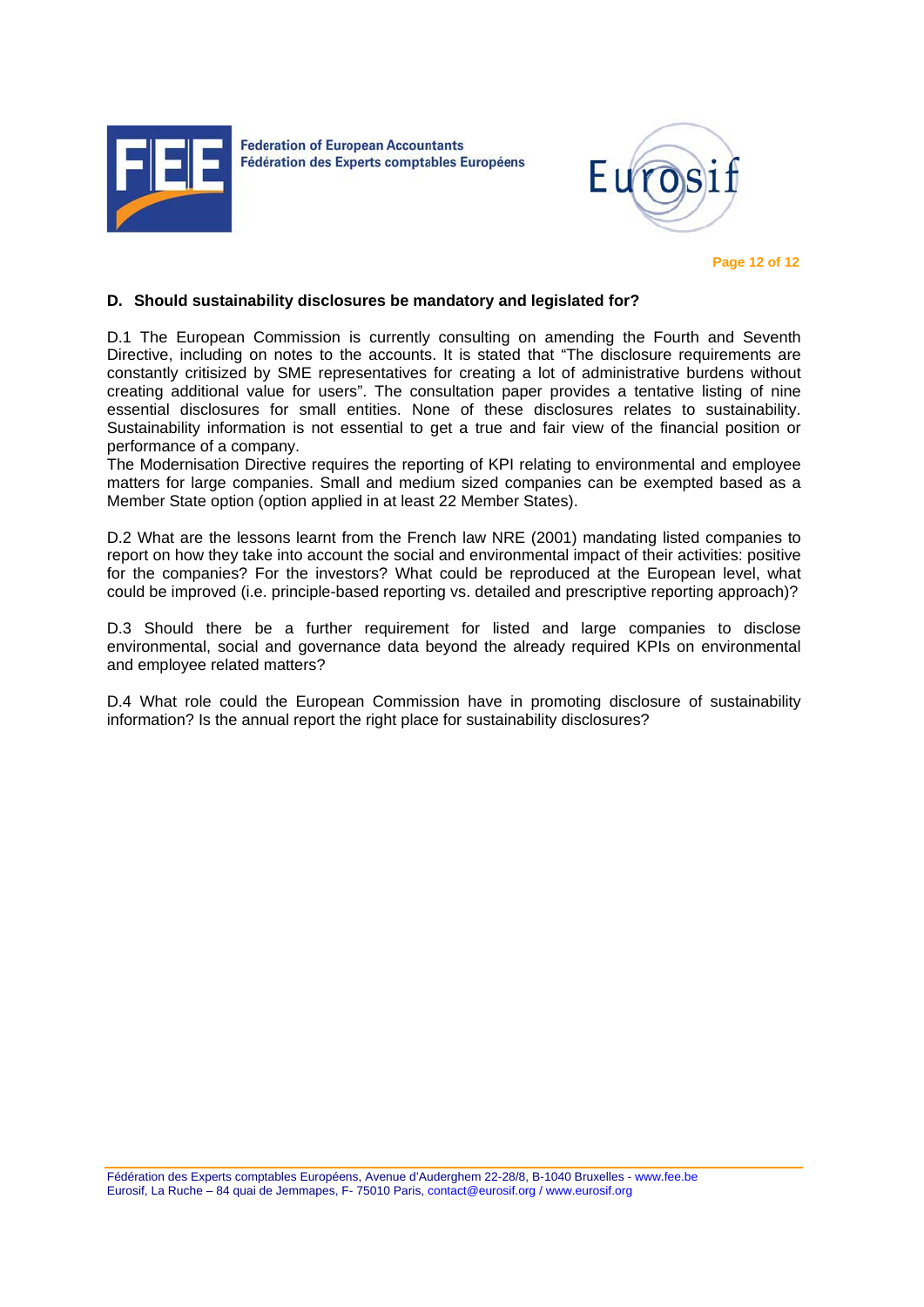**D. Should sustainability disclosures be mandatory and legislated for?**

D.1 The European Commission is currently consulting on amending the Fourth and Seventh Directive, including on notes to the accounts. It is stated that "The disclosure requirements are constantly critisized by SME representatives for creating a lot of administrative burdens without creating additional value for users". The consultation paper provides a tentative listing of nine essential disclosures for small entities. None of these disclosures relates to sustainability. Sustainability information is not essential to get a true and fair view of the financial position or performance of a company.
The Modernisation Directive requires the reporting of KPI relating to environmental and employee matters for large companies. Small and medium sized companies can be exempted based as a Member State option (option applied in at least 22 Member States).

D.2 What are the lessons learnt from the French law NRE (2001) mandating listed companies to report on how they take into account the social and environmental impact of their activities: positive for the companies? For the investors? What could be reproduced at the European level, what could be improved (i.e. principle-based reporting vs. detailed and prescriptive reporting approach)?

D.3 Should there be a further requirement for listed and large companies to disclose environmental, social and governance data beyond the already required KPIs on environmental and employee related matters?

D.4 What role could the European Commission have in promoting disclosure of sustainability information? Is the annual report the right place for sustainability disclosures?